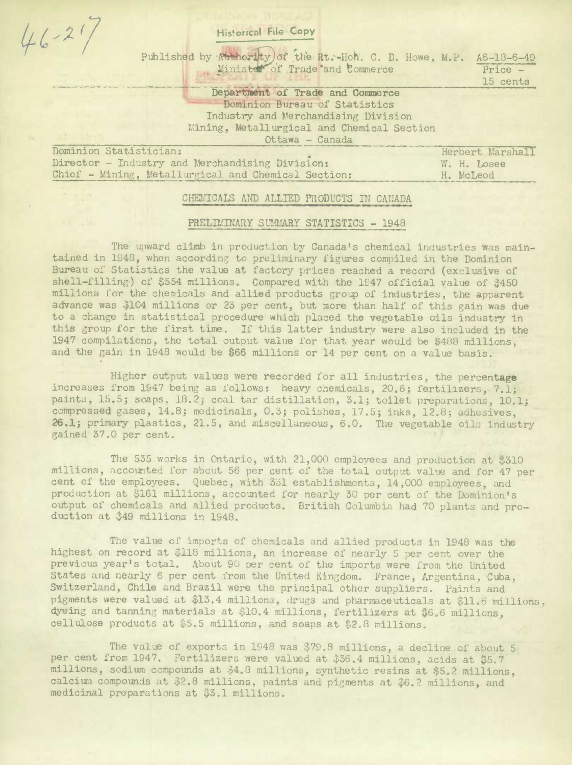46-217

Historical File Copy

Published by Authority of the Rt. Hon. C. D. Howe, M.P. Minister of Trade and Commerce

A6-18-6-49

Price - 15 cents

Department of Trade and Commerce
Dominion Bureau of Statistics
Industry and Merchandising Division
Mining, Metallurgical and Chemical Section
Ottawa - Canada

| | |
|---|---|
| Dominion Statistician: | Herbert Marshall |
| Director - Industry and Merchandising Division: | W. H. Losee |
| Chief - Mining, Metallurgical and Chemical Section: | H. McLeod |

# CHEMICALS AND ALLIED PRODUCTS IN CANADA

## PRELIMINARY SUMMARY STATISTICS - 1948

The upward climb in production by Canada's chemical industries was maintained in 1948, when according to preliminary figures compiled in the Dominion Bureau of Statistics the value at factory prices reached a record (exclusive of shell-filling) of $554 millions. Compared with the 1947 official value of $450 millions for the chemicals and allied products group of industries, the apparent advance was $104 millions or 23 per cent, but more than half of this gain was due to a change in statistical procedure which placed the vegetable oils industry in this group for the first time. If this latter industry were also included in the 1947 compilations, the total output value for that year would be $488 millions, and the gain in 1948 would be $66 millions or 14 per cent on a value basis.

Higher output values were recorded for all industries, the percentage increases from 1947 being as follows: heavy chemicals, 20.6; fertilizers, 7.1; paints, 15.5; soaps, 18.2; coal tar distillation, 3.1; toilet preparations, 10.1; compressed gases, 14.8; medicinals, 0.3; polishes, 17.5; inks, 12.8; adhesives, 26.1; primary plastics, 21.5, and miscellaneous, 6.0. The vegetable oils industry gained 37.0 per cent.

The 535 works in Ontario, with 21,000 employees and production at $310 millions, accounted for about 56 per cent of the total output value and for 47 per cent of the employees. Quebec, with 351 establishments, 14,000 employees, and production at $161 millions, accounted for nearly 30 per cent of the Dominion's output of chemicals and allied products. British Columbia had 70 plants and production at $49 millions in 1948.

The value of imports of chemicals and allied products in 1948 was the highest on record at $118 millions, an increase of nearly 5 per cent over the previous year's total. About 90 per cent of the imports were from the United States and nearly 6 per cent from the United Kingdom. France, Argentina, Cuba, Switzerland, Chile and Brazil were the principal other suppliers. Paints and pigments were valued at $13.4 millions, drugs and pharmaceuticals at $11.6 millions, dyeing and tanning materials at $10.4 millions, fertilizers at $6.6 millions, cellulose products at $5.5 millions, and soaps at $2.8 millions.

The value of exports in 1948 was $79.8 millions, a decline of about 5 per cent from 1947. Fertilizers were valued at $36.4 millions, acids at $5.7 millions, sodium compounds at $4.8 millions, synthetic resins at $5.2 millions, calcium compounds at $2.8 millions, paints and pigments at $6.2 millions, and medicinal preparations at $3.1 millions.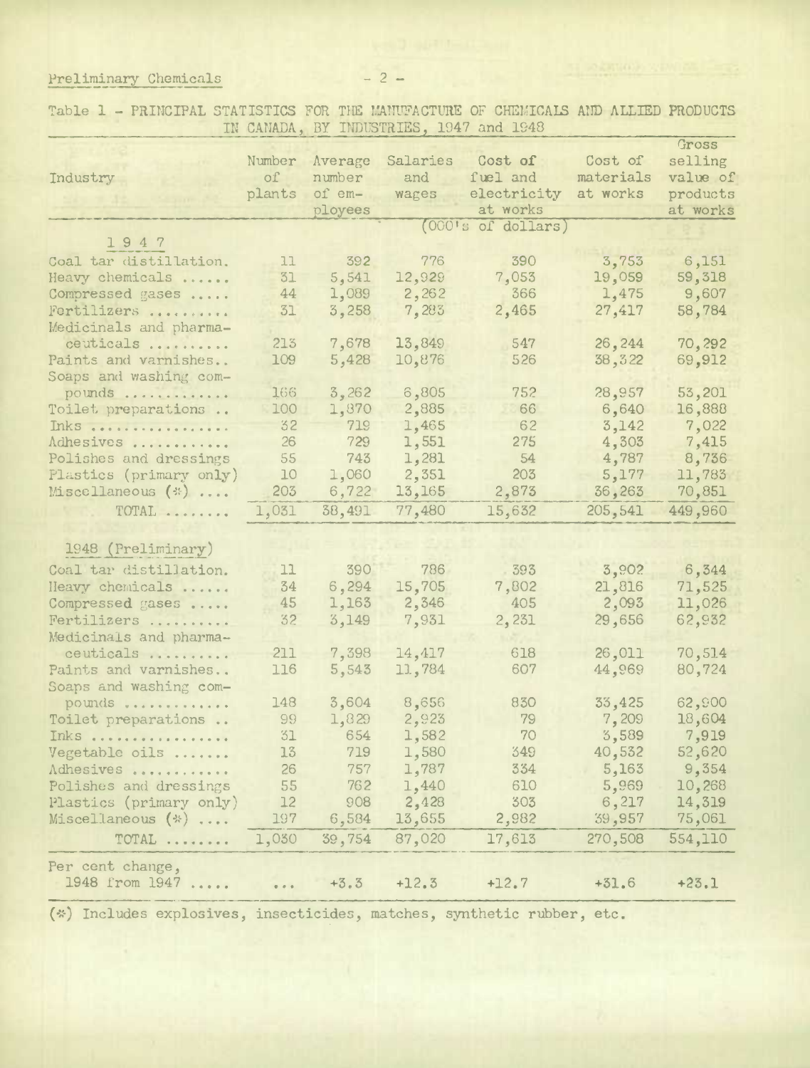Table 1 - PRINCIPAL STATISTICS FOR THE MANUFACTURE OF CHEMICALS AND ALLIED PRODUCTS IN CANADA, BY INDUSTRIES, 1947 and 1948

| Industry | Number of plants | Average number of employees | Salaries and wages | Cost of fuel and electricity at works | Cost of materials at works | Gross selling value of products at works |
|---|---|---|---|---|---|---|
| | | | (000's of dollars) | | | |
| **1 9 4 7** | | | | | | |
| Coal tar distillation. | 11 | 392 | 776 | 390 | 3,753 | 6,151 |
| Heavy chemicals ...... | 31 | 5,541 | 12,929 | 7,053 | 19,059 | 59,318 |
| Compressed gases ..... | 44 | 1,089 | 2,262 | 366 | 1,475 | 9,607 |
| Fertilizers .......... | 31 | 3,258 | 7,283 | 2,465 | 27,417 | 58,784 |
| Medicinals and pharmaceuticals .......... | 213 | 7,678 | 13,849 | 547 | 26,244 | 70,292 |
| Paints and varnishes.. | 109 | 5,428 | 10,876 | 526 | 38,322 | 69,912 |
| Soaps and washing compounds ............ | 166 | 3,262 | 6,805 | 752 | 28,957 | 53,201 |
| Toilet preparations .. | 100 | 1,870 | 2,885 | 66 | 6,640 | 16,888 |
| Inks ................. | 32 | 719 | 1,465 | 62 | 3,142 | 7,022 |
| Adhesives ............ | 26 | 729 | 1,551 | 275 | 4,303 | 7,415 |
| Polishes and dressings | 55 | 743 | 1,281 | 54 | 4,787 | 8,736 |
| Plastics (primary only) | 10 | 1,060 | 2,351 | 203 | 5,177 | 11,783 |
| Miscellaneous (*) .... | 203 | 6,722 | 13,165 | 2,873 | 36,263 | 70,851 |
| TOTAL ........ | 1,031 | 38,491 | 77,480 | 15,632 | 205,541 | 449,960 |
| **1948 (Preliminary)** | | | | | | |
| Coal tar distillation. | 11 | 390 | 786 | 393 | 3,902 | 6,344 |
| Heavy chemicals ...... | 34 | 6,294 | 15,705 | 7,802 | 21,816 | 71,525 |
| Compressed gases ..... | 45 | 1,163 | 2,346 | 405 | 2,093 | 11,026 |
| Fertilizers .......... | 32 | 3,149 | 7,931 | 2,231 | 29,656 | 62,932 |
| Medicinals and pharmaceuticals .......... | 211 | 7,398 | 14,417 | 618 | 26,011 | 70,514 |
| Paints and varnishes.. | 116 | 5,543 | 11,784 | 607 | 44,969 | 80,724 |
| Soaps and washing compounds ............ | 148 | 3,604 | 8,656 | 830 | 33,425 | 62,900 |
| Toilet preparations .. | 99 | 1,829 | 2,923 | 79 | 7,209 | 18,604 |
| Inks ................. | 31 | 654 | 1,582 | 70 | 3,589 | 7,919 |
| Vegetable oils ....... | 13 | 719 | 1,580 | 349 | 40,532 | 52,620 |
| Adhesives ............ | 26 | 757 | 1,787 | 334 | 5,163 | 9,354 |
| Polishes and dressings | 55 | 762 | 1,440 | 610 | 5,969 | 10,268 |
| Plastics (primary only) | 12 | 908 | 2,428 | 303 | 6,217 | 14,319 |
| Miscellaneous (*) .... | 197 | 6,584 | 13,655 | 2,982 | 39,957 | 75,061 |
| TOTAL ........ | 1,030 | 39,754 | 87,020 | 17,613 | 270,508 | 554,110 |
| Per cent change, 1948 from 1947 ..... | ... | +3.3 | +12.3 | +12.7 | +31.6 | +23.1 |

(*) Includes explosives, insecticides, matches, synthetic rubber, etc.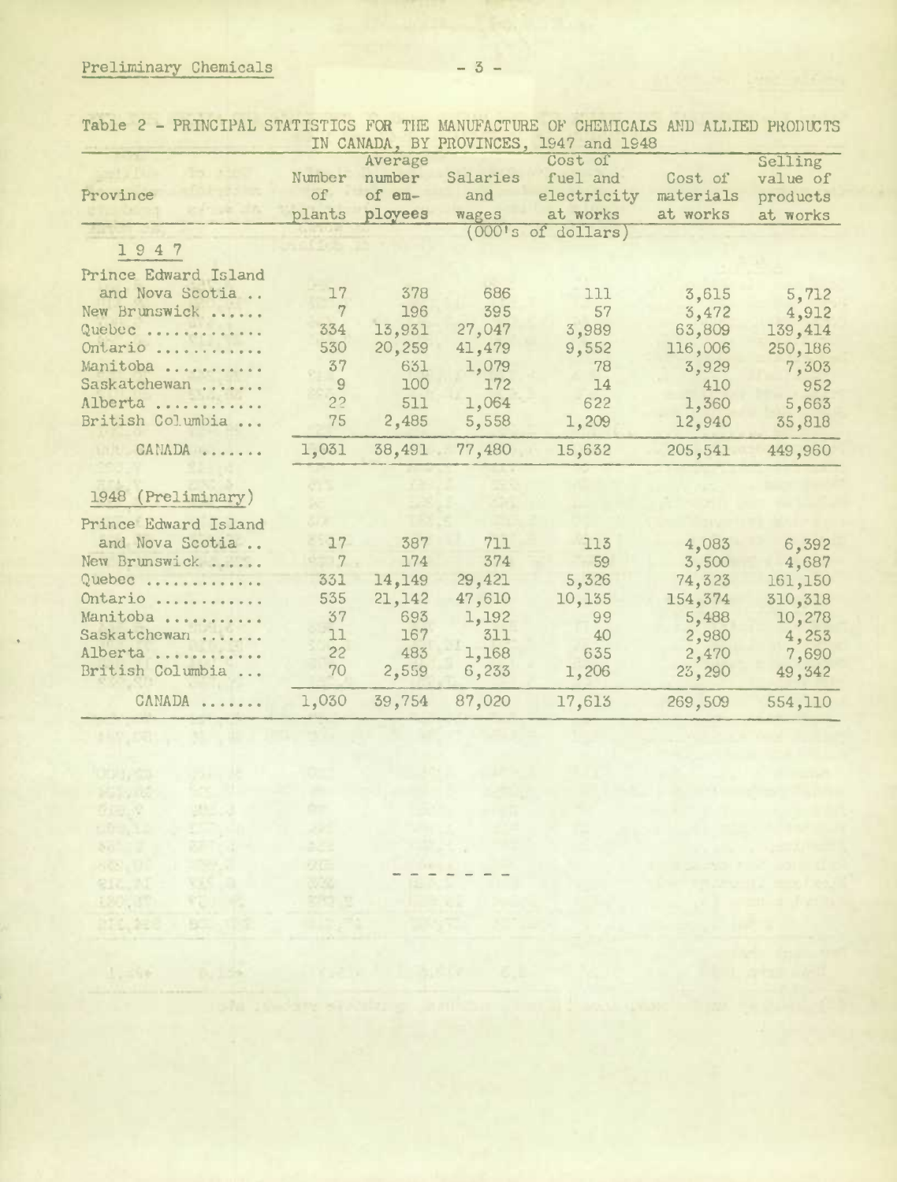Table 2 - PRINCIPAL STATISTICS FOR THE MANUFACTURE OF CHEMICALS AND ALLIED PRODUCTS IN CANADA, BY PROVINCES, 1947 and 1948

| Province | Number of plants | Average number of employees | Salaries and wages | Cost of fuel and electricity at works | Cost of materials at works | Selling value of products at works |
|---|---|---|---|---|---|---|
| | | | (000's of dollars) | | | |
| **1 9 4 7** | | | | | | |
| Prince Edward Island and Nova Scotia .. | 17 | 378 | 686 | 111 | 3,615 | 5,712 |
| New Brunswick ...... | 7 | 196 | 395 | 57 | 3,472 | 4,912 |
| Quebec ............ | 334 | 13,931 | 27,047 | 3,989 | 63,809 | 139,414 |
| Ontario ........... | 530 | 20,259 | 41,479 | 9,552 | 116,006 | 250,186 |
| Manitoba .......... | 37 | 631 | 1,079 | 78 | 3,929 | 7,303 |
| Saskatchewan ....... | 9 | 100 | 172 | 14 | 410 | 952 |
| Alberta ........... | 22 | 511 | 1,064 | 622 | 1,360 | 5,663 |
| British Columbia ... | 75 | 2,485 | 5,558 | 1,209 | 12,940 | 35,818 |
| CANADA ....... | 1,031 | 38,491 | 77,480 | 15,632 | 205,541 | 449,960 |
| **1948 (Preliminary)** | | | | | | |
| Prince Edward Island and Nova Scotia .. | 17 | 387 | 711 | 113 | 4,083 | 6,392 |
| New Brunswick ...... | 7 | 174 | 374 | 59 | 3,500 | 4,687 |
| Quebec ............ | 331 | 14,149 | 29,421 | 5,326 | 74,323 | 161,150 |
| Ontario ........... | 535 | 21,142 | 47,610 | 10,135 | 154,374 | 310,318 |
| Manitoba .......... | 37 | 693 | 1,192 | 99 | 5,488 | 10,278 |
| Saskatchewan ....... | 11 | 167 | 311 | 40 | 2,980 | 4,253 |
| Alberta ........... | 22 | 483 | 1,168 | 635 | 2,470 | 7,690 |
| British Columbia ... | 70 | 2,559 | 6,233 | 1,206 | 23,290 | 49,342 |
| CANADA ....... | 1,030 | 39,754 | 87,020 | 17,613 | 269,509 | 554,110 |

- - - - - - -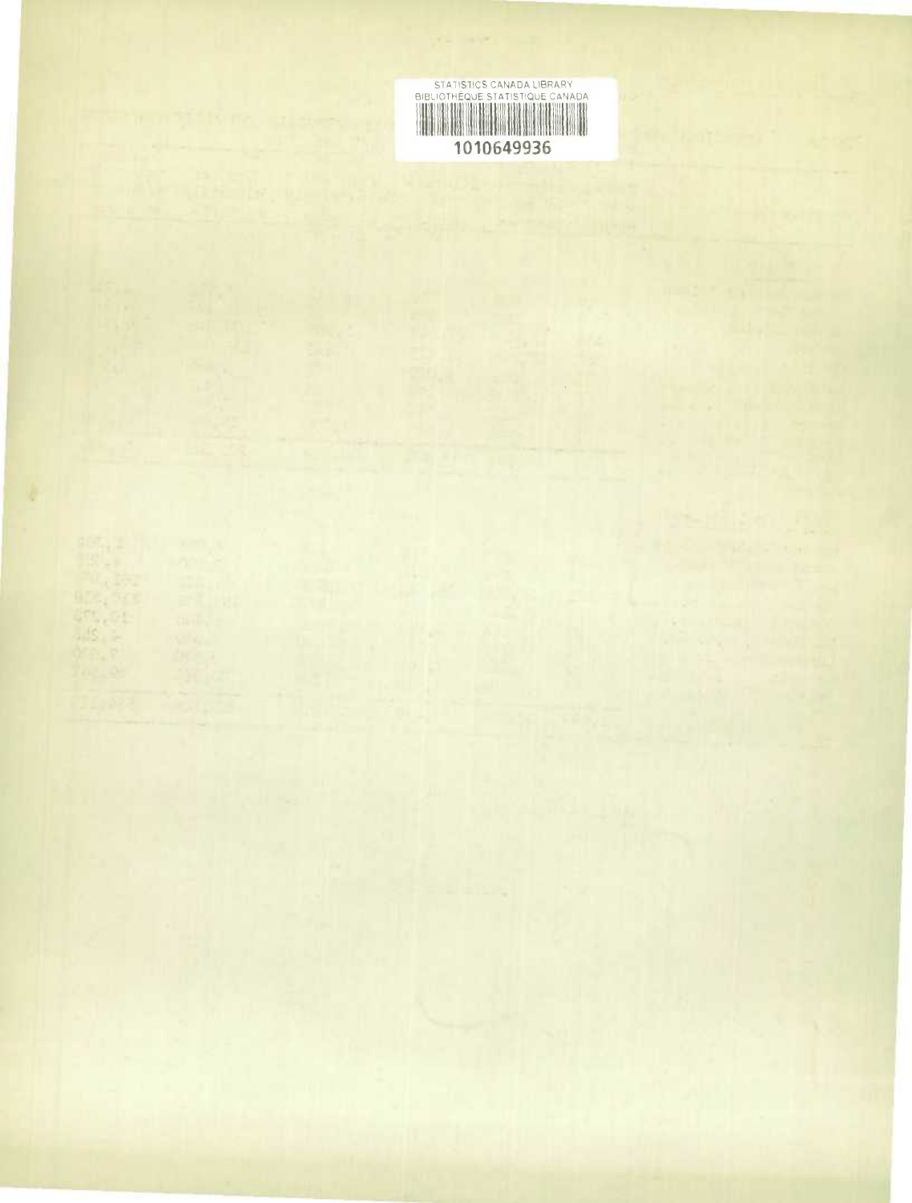STATISTICS CANADA LIBRARY
BIBLIOTHÈQUE STATISTIQUE CANADA

1010649936